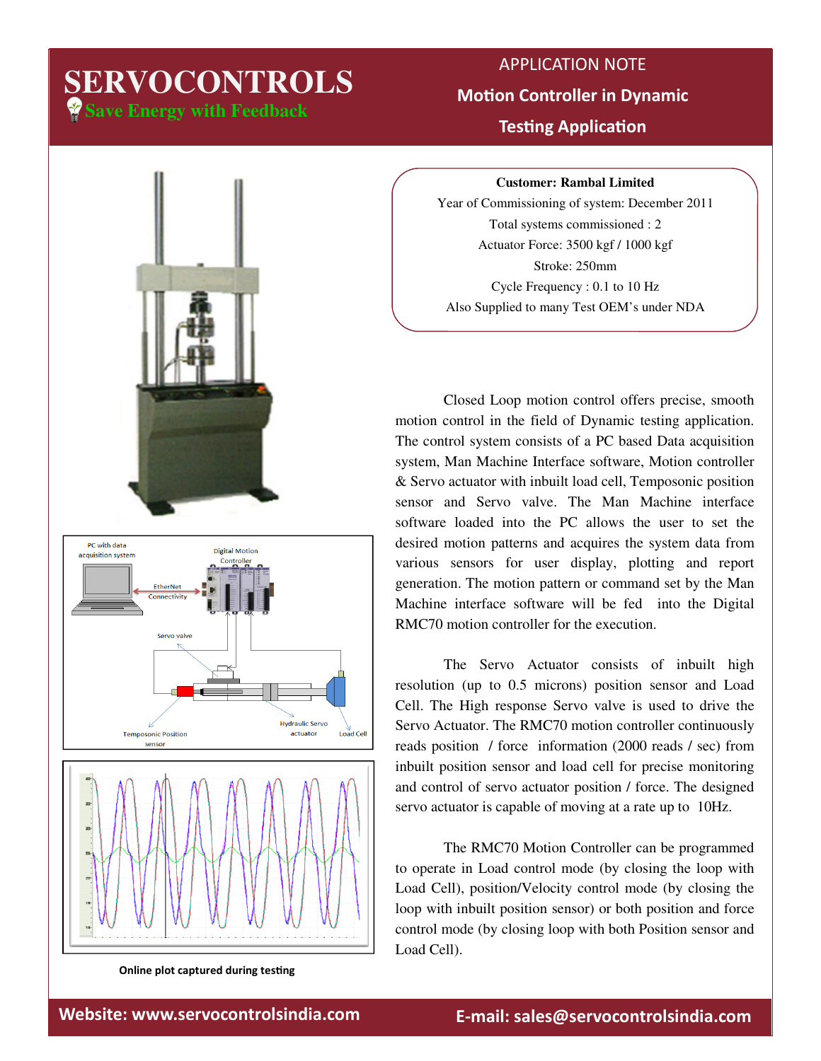# SERVOCONTROLS

**Save Energy with Feedback**

## APPLICATION NOTE

## Motion Controller in Dynamic Testing Application

**Customer: Rambal Limited**

Year of Commissioning of system: December 2011

Total systems commissioned : 2

Actuator Force: 3500 kgf / 1000 kgf

Stroke: 250mm

Cycle Frequency : 0.1 to 10 Hz

Also Supplied to many Test OEM's under NDA

Closed Loop motion control offers precise, smooth motion control in the field of Dynamic testing application. The control system consists of a PC based Data acquisition system, Man Machine Interface software, Motion controller & Servo actuator with inbuilt load cell, Temposonic position sensor and Servo valve. The Man Machine interface software loaded into the PC allows the user to set the desired motion patterns and acquires the system data from various sensors for user display, plotting and report generation. The motion pattern or command set by the Man Machine interface software will be fed into the Digital RMC70 motion controller for the execution.

The Servo Actuator consists of inbuilt high resolution (up to 0.5 microns) position sensor and Load Cell. The High response Servo valve is used to drive the Servo Actuator. The RMC70 motion controller continuously reads position / force information (2000 reads / sec) from inbuilt position sensor and load cell for precise monitoring and control of servo actuator position / force. The designed servo actuator is capable of moving at a rate up to 10Hz.

The RMC70 Motion Controller can be programmed to operate in Load control mode (by closing the loop with Load Cell), position/Velocity control mode (by closing the loop with inbuilt position sensor) or both position and force control mode (by closing loop with both Position sensor and Load Cell).

PC with data acquisition system — EtherNet Connectivity — Digital Motion Controller — Servo valve — Temposonic Position sensor — Hydraulic Servo actuator — Load Cell

Online plot captured during testing

**Website: www.servocontrolsindia.com** **E-mail: sales@servocontrolsindia.com**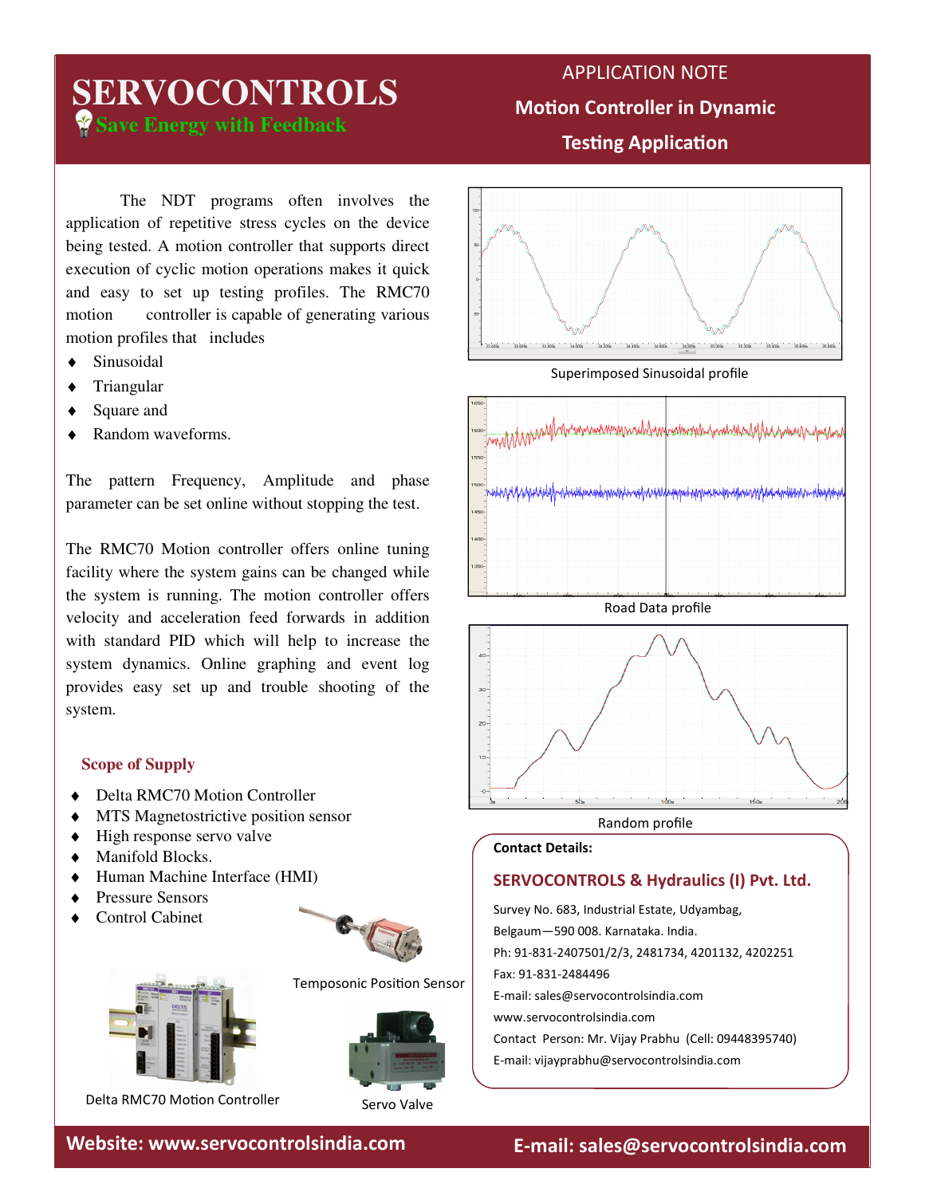# SERVOCONTROLS

**Save Energy with Feedback**

APPLICATION NOTE

## Motion Controller in Dynamic Testing Application

The NDT programs often involves the application of repetitive stress cycles on the device being tested. A motion controller that supports direct execution of cyclic motion operations makes it quick and easy to set up testing profiles. The RMC70 motion controller is capable of generating various motion profiles that includes

- Sinusoidal
- Triangular
- Square and
- Random waveforms.

The pattern Frequency, Amplitude and phase parameter can be set online without stopping the test.

The RMC70 Motion controller offers online tuning facility where the system gains can be changed while the system is running. The motion controller offers velocity and acceleration feed forwards in addition with standard PID which will help to increase the system dynamics. Online graphing and event log provides easy set up and trouble shooting of the system.

Superimposed Sinusoidal profile

Road Data profile

Random profile

### Scope of Supply

- Delta RMC70 Motion Controller
- MTS Magnetostrictive position sensor
- High response servo valve
- Manifold Blocks.
- Human Machine Interface (HMI)
- Pressure Sensors
- Control Cabinet

Temposonic Position Sensor

Delta RMC70 Motion Controller

Servo Valve

**Contact Details:**

**SERVOCONTROLS & Hydraulics (I) Pvt. Ltd.**

Survey No. 683, Industrial Estate, Udyambag,
Belgaum—590 008. Karnataka. India.
Ph: 91-831-2407501/2/3, 2481734, 4201132, 4202251
Fax: 91-831-2484496
E-mail: sales@servocontrolsindia.com
www.servocontrolsindia.com
Contact Person: Mr. Vijay Prabhu (Cell: 09448395740)
E-mail: vijayprabhu@servocontrolsindia.com

**Website: www.servocontrolsindia.com** **E-mail: sales@servocontrolsindia.com**